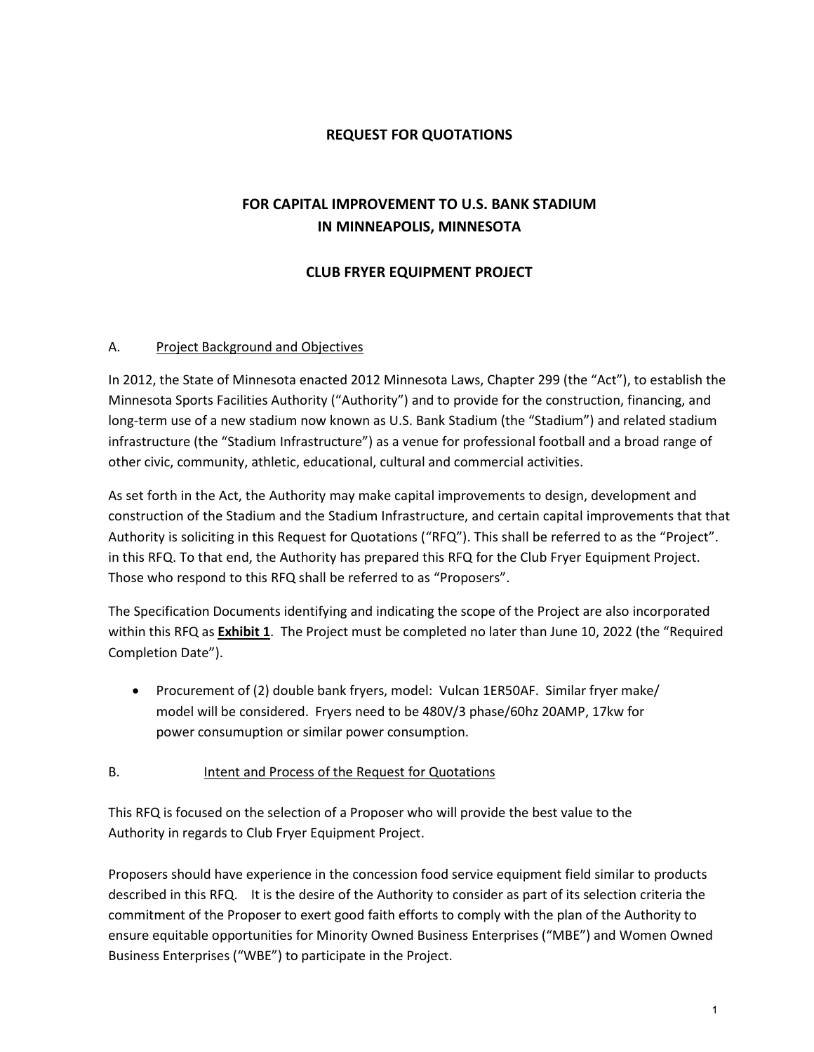# REQUEST FOR QUOTATIONS

# FOR CAPITAL IMPROVEMENT TO U.S. BANK STADIUM IN MINNEAPOLIS, MINNESOTA

# CLUB FRYER EQUIPMENT PROJECT

## A. Project Background and Objectives

In 2012, the State of Minnesota enacted 2012 Minnesota Laws, Chapter 299 (the "Act"), to establish the Minnesota Sports Facilities Authority ("Authority") and to provide for the construction, financing, and long-term use of a new stadium now known as U.S. Bank Stadium (the "Stadium") and related stadium infrastructure (the "Stadium Infrastructure") as a venue for professional football and a broad range of other civic, community, athletic, educational, cultural and commercial activities.

As set forth in the Act, the Authority may make capital improvements to design, development and construction of the Stadium and the Stadium Infrastructure, and certain capital improvements that that Authority is soliciting in this Request for Quotations ("RFQ"). This shall be referred to as the "Project". in this RFQ. To that end, the Authority has prepared this RFQ for the Club Fryer Equipment Project. Those who respond to this RFQ shall be referred to as "Proposers".

The Specification Documents identifying and indicating the scope of the Project are also incorporated within this RFQ as **Exhibit 1**. The Project must be completed no later than June 10, 2022 (the "Required Completion Date").

- Procurement of (2) double bank fryers, model: Vulcan 1ER50AF. Similar fryer make/ model will be considered. Fryers need to be 480V/3 phase/60hz 20AMP, 17kw for power consumuption or similar power consumption.

## B. Intent and Process of the Request for Quotations

This RFQ is focused on the selection of a Proposer who will provide the best value to the Authority in regards to Club Fryer Equipment Project.

Proposers should have experience in the concession food service equipment field similar to products described in this RFQ. It is the desire of the Authority to consider as part of its selection criteria the commitment of the Proposer to exert good faith efforts to comply with the plan of the Authority to ensure equitable opportunities for Minority Owned Business Enterprises ("MBE") and Women Owned Business Enterprises ("WBE") to participate in the Project.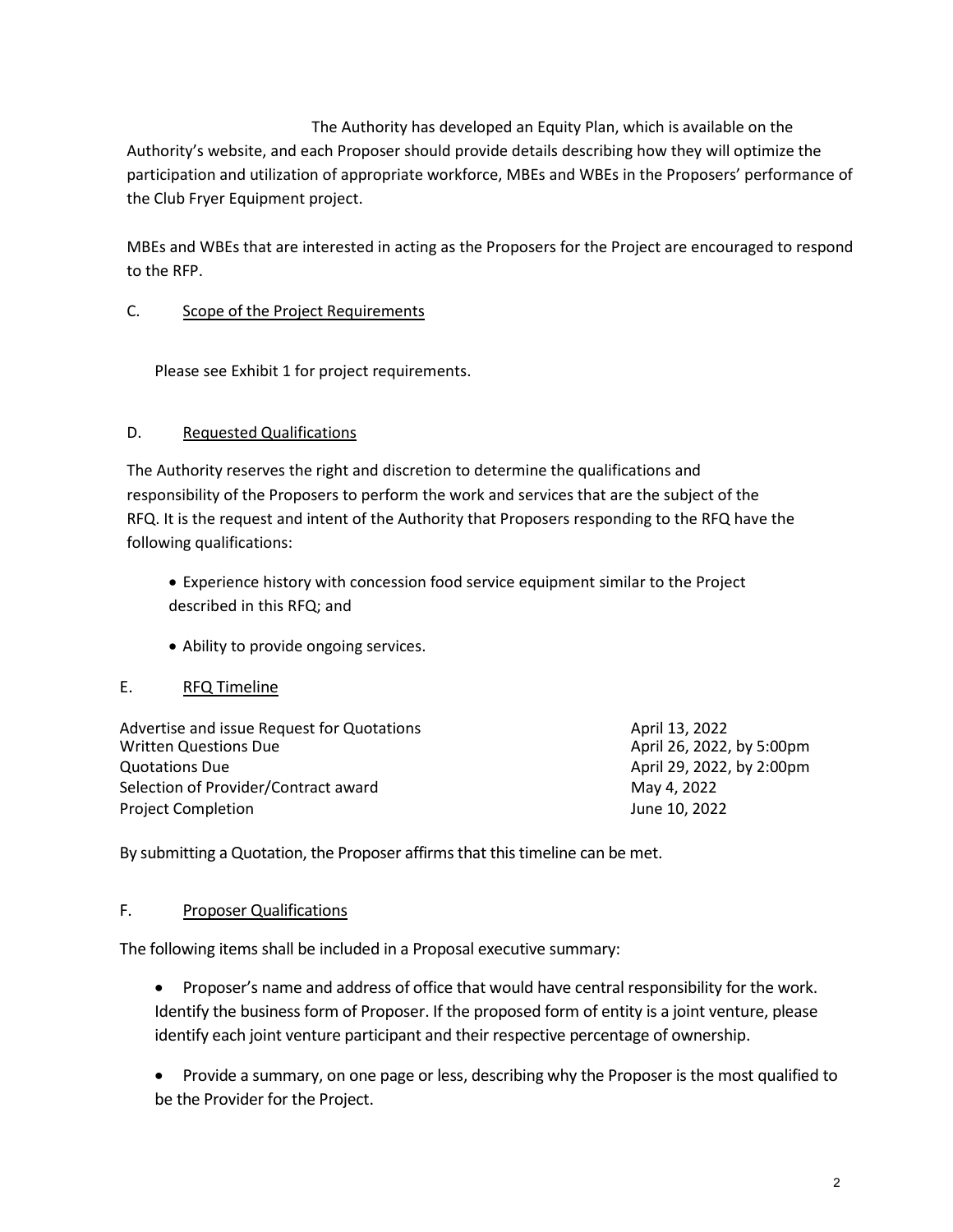The Authority has developed an Equity Plan, which is available on the Authority's website, and each Proposer should provide details describing how they will optimize the participation and utilization of appropriate workforce, MBEs and WBEs in the Proposers' performance of the Club Fryer Equipment project.

MBEs and WBEs that are interested in acting as the Proposers for the Project are encouraged to respond to the RFP.

C. <u>Scope of the Project Requirements</u>

Please see Exhibit 1 for project requirements.

D. <u>Requested Qualifications</u>

The Authority reserves the right and discretion to determine the qualifications and responsibility of the Proposers to perform the work and services that are the subject of the RFQ. It is the request and intent of the Authority that Proposers responding to the RFQ have the following qualifications:

- Experience history with concession food service equipment similar to the Project described in this RFQ; and
- Ability to provide ongoing services.

E. <u>RFQ Timeline</u>

| | |
|---|---|
| Advertise and issue Request for Quotations | April 13, 2022 |
| Written Questions Due | April 26, 2022, by 5:00pm |
| Quotations Due | April 29, 2022, by 2:00pm |
| Selection of Provider/Contract award | May 4, 2022 |
| Project Completion | June 10, 2022 |

By submitting a Quotation, the Proposer affirms that this timeline can be met.

F. <u>Proposer Qualifications</u>

The following items shall be included in a Proposal executive summary:

- Proposer's name and address of office that would have central responsibility for the work. Identify the business form of Proposer. If the proposed form of entity is a joint venture, please identify each joint venture participant and their respective percentage of ownership.
- Provide a summary, on one page or less, describing why the Proposer is the most qualified to be the Provider for the Project.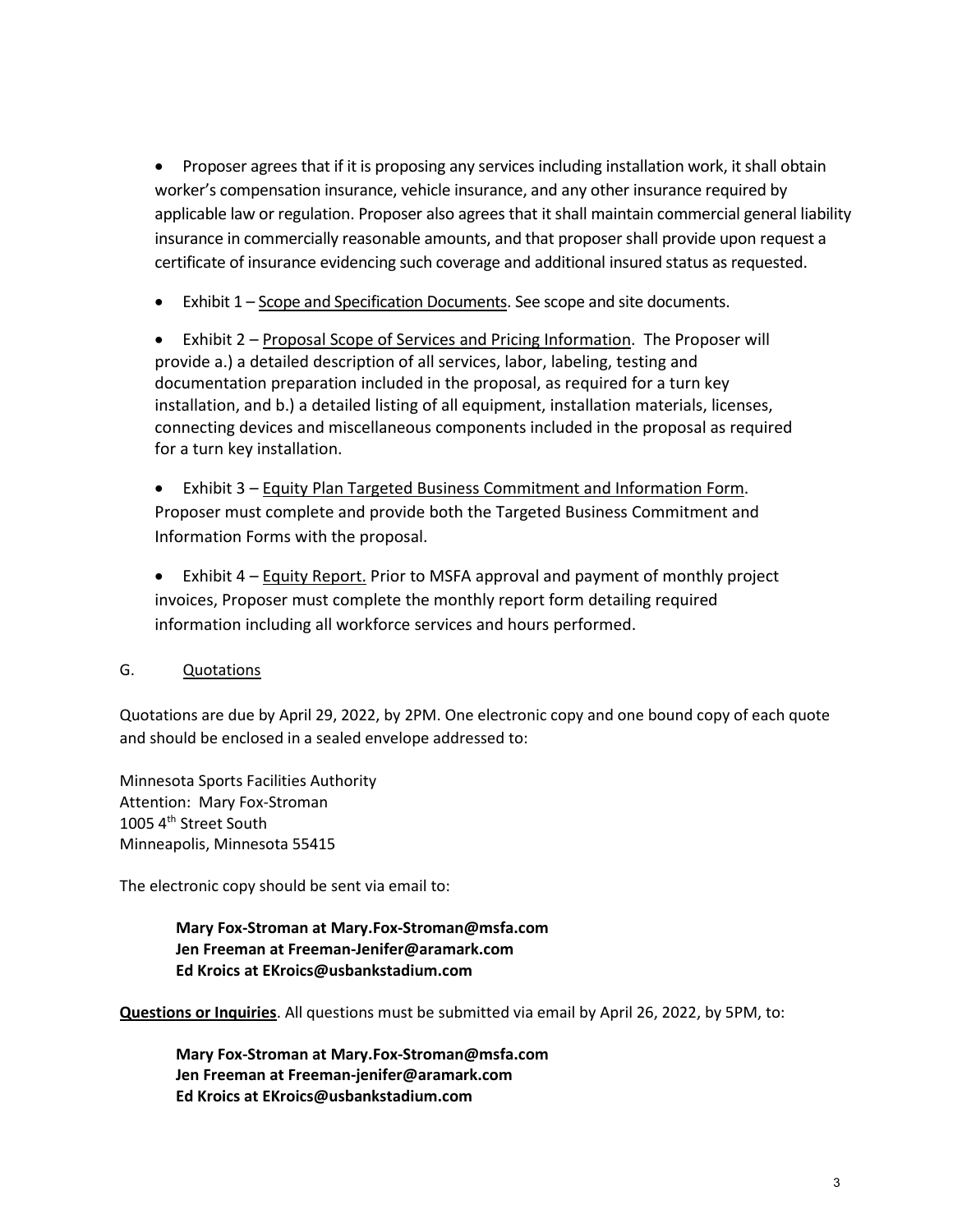- Proposer agrees that if it is proposing any services including installation work, it shall obtain worker's compensation insurance, vehicle insurance, and any other insurance required by applicable law or regulation. Proposer also agrees that it shall maintain commercial general liability insurance in commercially reasonable amounts, and that proposer shall provide upon request a certificate of insurance evidencing such coverage and additional insured status as requested.

- Exhibit 1 – Scope and Specification Documents. See scope and site documents.

- Exhibit 2 – Proposal Scope of Services and Pricing Information. The Proposer will provide a.) a detailed description of all services, labor, labeling, testing and documentation preparation included in the proposal, as required for a turn key installation, and b.) a detailed listing of all equipment, installation materials, licenses, connecting devices and miscellaneous components included in the proposal as required for a turn key installation.

- Exhibit 3 – Equity Plan Targeted Business Commitment and Information Form. Proposer must complete and provide both the Targeted Business Commitment and Information Forms with the proposal.

- Exhibit 4 – Equity Report. Prior to MSFA approval and payment of monthly project invoices, Proposer must complete the monthly report form detailing required information including all workforce services and hours performed.

## G. Quotations

Quotations are due by April 29, 2022, by 2PM. One electronic copy and one bound copy of each quote and should be enclosed in a sealed envelope addressed to:

Minnesota Sports Facilities Authority
Attention: Mary Fox-Stroman
1005 4th Street South
Minneapolis, Minnesota 55415

The electronic copy should be sent via email to:

**Mary Fox-Stroman at Mary.Fox-Stroman@msfa.com**
**Jen Freeman at Freeman-Jenifer@aramark.com**
**Ed Kroics at EKroics@usbankstadium.com**

**Questions or Inquiries**. All questions must be submitted via email by April 26, 2022, by 5PM, to:

**Mary Fox-Stroman at Mary.Fox-Stroman@msfa.com**
**Jen Freeman at Freeman-jenifer@aramark.com**
**Ed Kroics at EKroics@usbankstadium.com**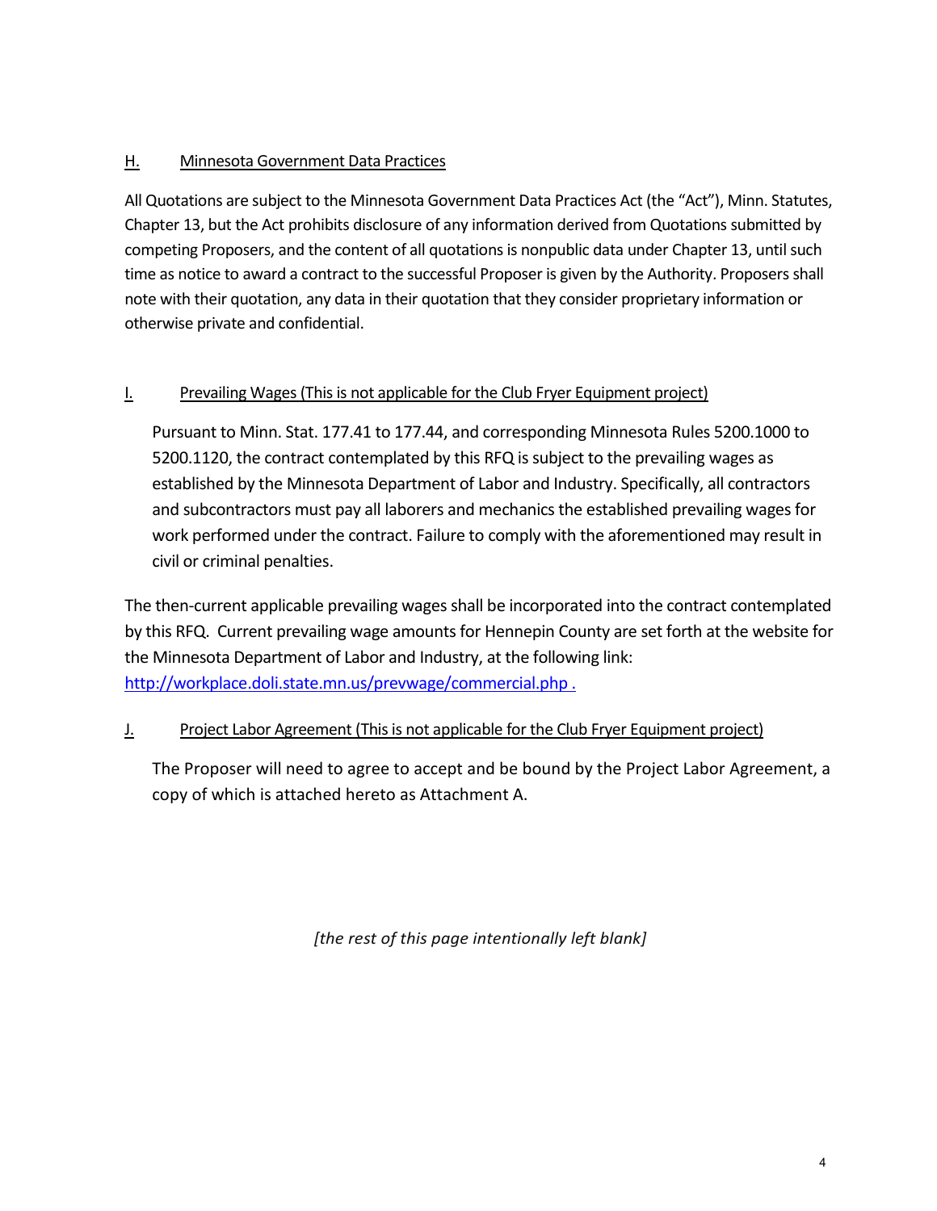### H. Minnesota Government Data Practices

All Quotations are subject to the Minnesota Government Data Practices Act (the "Act"), Minn. Statutes, Chapter 13, but the Act prohibits disclosure of any information derived from Quotations submitted by competing Proposers, and the content of all quotations is nonpublic data under Chapter 13, until such time as notice to award a contract to the successful Proposer is given by the Authority. Proposers shall note with their quotation, any data in their quotation that they consider proprietary information or otherwise private and confidential.

### I. Prevailing Wages (This is not applicable for the Club Fryer Equipment project)

Pursuant to Minn. Stat. 177.41 to 177.44, and corresponding Minnesota Rules 5200.1000 to 5200.1120, the contract contemplated by this RFQ is subject to the prevailing wages as established by the Minnesota Department of Labor and Industry. Specifically, all contractors and subcontractors must pay all laborers and mechanics the established prevailing wages for work performed under the contract. Failure to comply with the aforementioned may result in civil or criminal penalties.

The then-current applicable prevailing wages shall be incorporated into the contract contemplated by this RFQ. Current prevailing wage amounts for Hennepin County are set forth at the website for the Minnesota Department of Labor and Industry, at the following link: http://workplace.doli.state.mn.us/prevwage/commercial.php .

### J. Project Labor Agreement (This is not applicable for the Club Fryer Equipment project)

The Proposer will need to agree to accept and be bound by the Project Labor Agreement, a copy of which is attached hereto as Attachment A.

*[the rest of this page intentionally left blank]*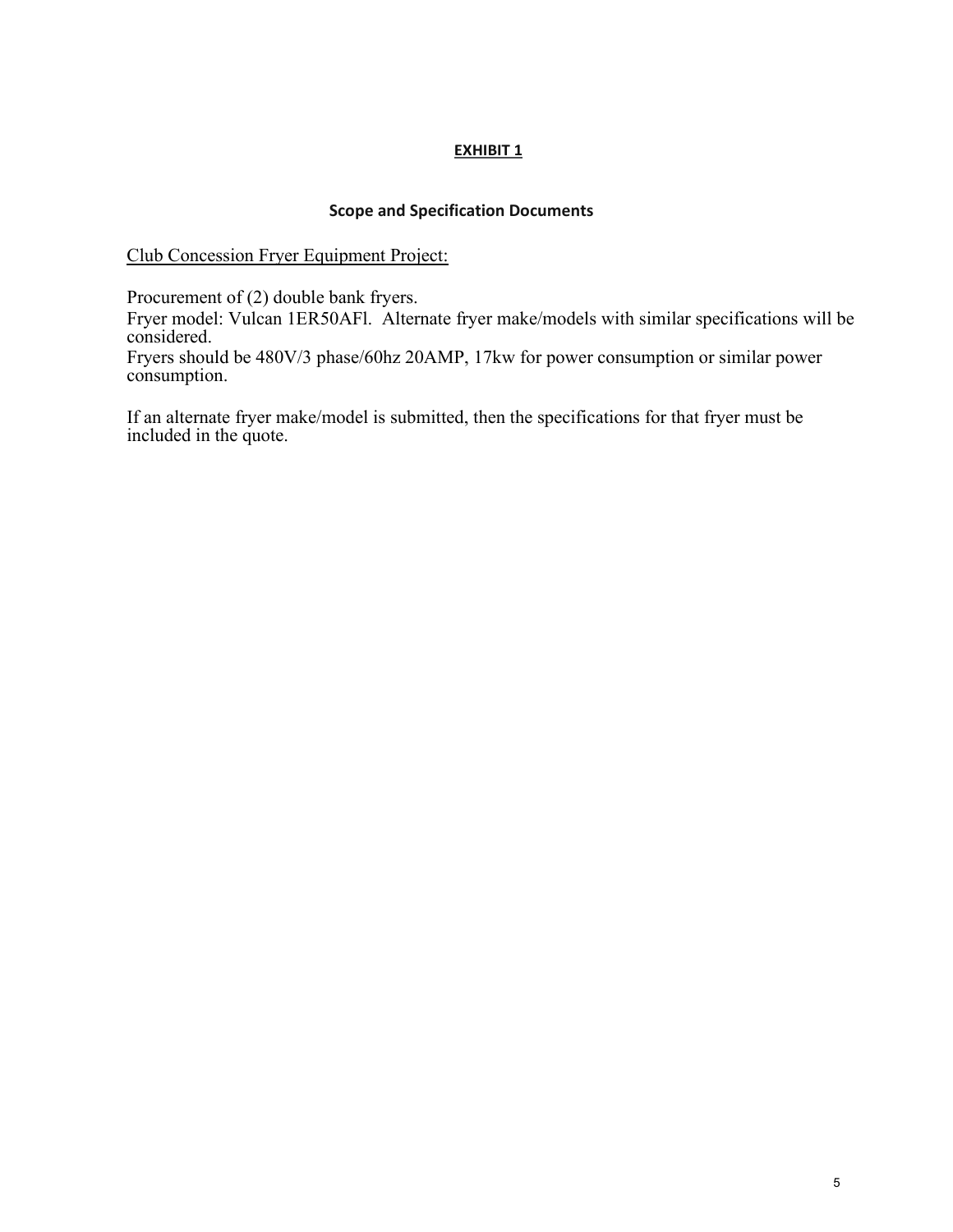## **EXHIBIT 1**

### **Scope and Specification Documents**

Club Concession Fryer Equipment Project:

Procurement of (2) double bank fryers.
Fryer model: Vulcan 1ER50AFl. Alternate fryer make/models with similar specifications will be considered.
Fryers should be 480V/3 phase/60hz 20AMP, 17kw for power consumption or similar power consumption.

If an alternate fryer make/model is submitted, then the specifications for that fryer must be included in the quote.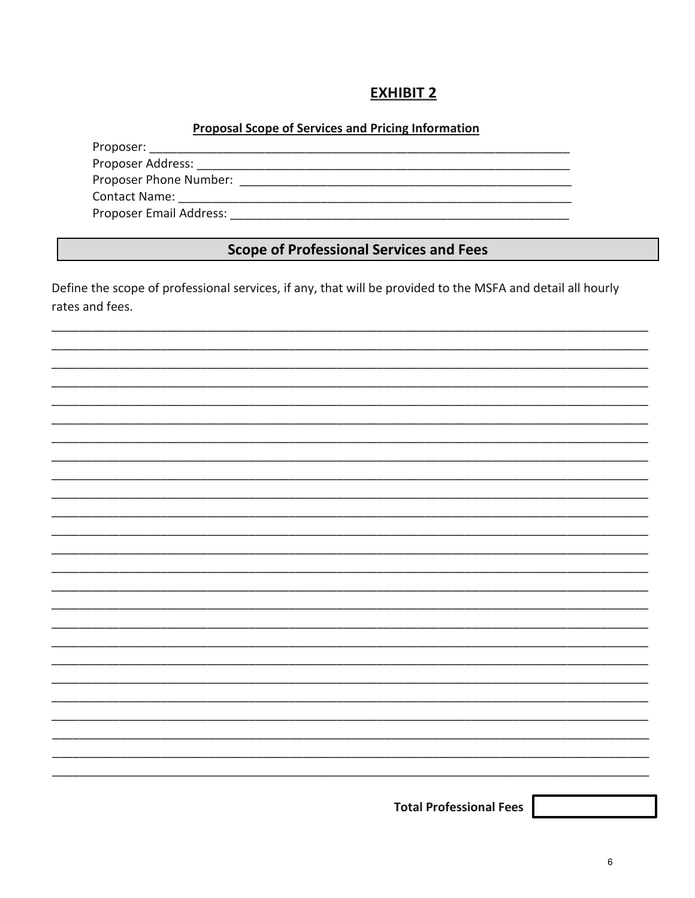# EXHIBIT 2

**Proposal Scope of Services and Pricing Information**

Proposer: ___________________________________________________________________

Proposer Address: ____________________________________________________________

Proposer Phone Number: _______________________________________________________

Contact Name: _______________________________________________________________

Proposer Email Address: _______________________________________________________

## Scope of Professional Services and Fees

Define the scope of professional services, if any, that will be provided to the MSFA and detail all hourly rates and fees.

______________________________________________________________________________________________

______________________________________________________________________________________________

______________________________________________________________________________________________

______________________________________________________________________________________________

______________________________________________________________________________________________

______________________________________________________________________________________________

______________________________________________________________________________________________

______________________________________________________________________________________________

______________________________________________________________________________________________

______________________________________________________________________________________________

______________________________________________________________________________________________

______________________________________________________________________________________________

______________________________________________________________________________________________

______________________________________________________________________________________________

______________________________________________________________________________________________

______________________________________________________________________________________________

______________________________________________________________________________________________

______________________________________________________________________________________________

______________________________________________________________________________________________

______________________________________________________________________________________________

______________________________________________________________________________________________

______________________________________________________________________________________________

______________________________________________________________________________________________

______________________________________________________________________________________________

______________________________________________________________________________________________

**Total Professional Fees** ____________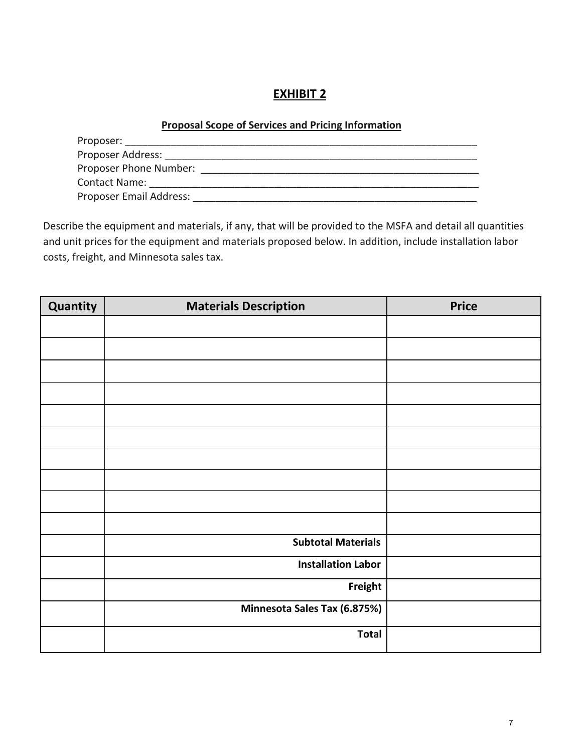# EXHIBIT 2

**Proposal Scope of Services and Pricing Information**

Proposer: ________________________________________________________________

Proposer Address: ___________________________________________________________

Proposer Phone Number: ______________________________________________________

Contact Name: _______________________________________________________________

Proposer Email Address: ______________________________________________________

Describe the equipment and materials, if any, that will be provided to the MSFA and detail all quantities and unit prices for the equipment and materials proposed below. In addition, include installation labor costs, freight, and Minnesota sales tax.

| Quantity | Materials Description | Price |
|---|---|---|
| | | |
| | | |
| | | |
| | | |
| | | |
| | | |
| | | |
| | | |
| | | |
| | | |
| | **Subtotal Materials** | |
| | **Installation Labor** | |
| | **Freight** | |
| | **Minnesota Sales Tax (6.875%)** | |
| | **Total** | |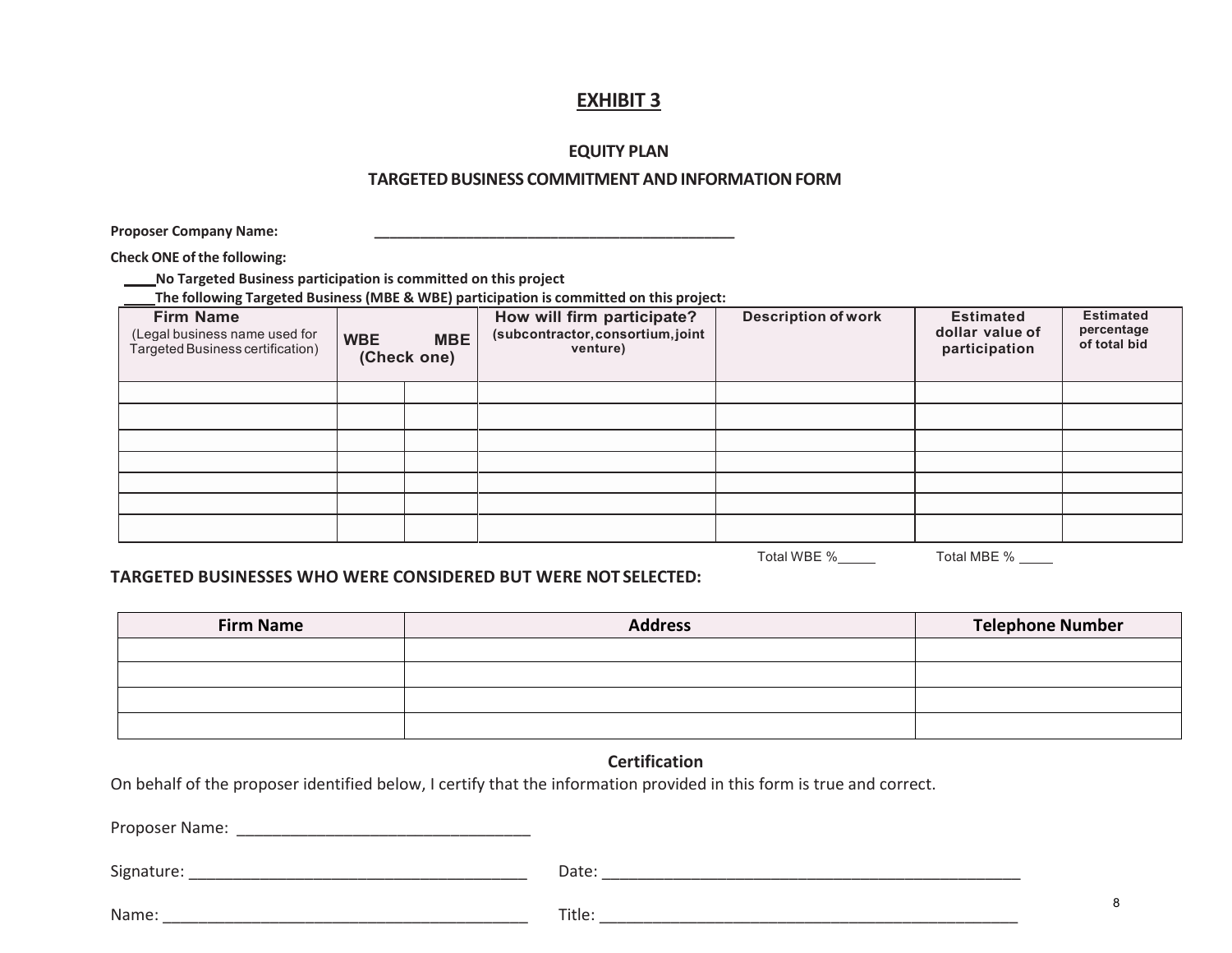# EXHIBIT 3

## EQUITY PLAN

## TARGETED BUSINESS COMMITMENT AND INFORMATION FORM

**Proposer Company Name:** _______________________________________________

**Check ONE of the following:**

**____No Targeted Business participation is committed on this project**

**____The following Targeted Business (MBE & WBE) participation is committed on this project:**

| **Firm Name** (Legal business name used for Targeted Business certification) | **WBE** (Check one) | **MBE** | **How will firm participate?** (subcontractor, consortium, joint venture) | **Description of work** | **Estimated dollar value of participation** | **Estimated percentage of total bid** |
|---|---|---|---|---|---|---|
| | | | | | | |
| | | | | | | |
| | | | | | | |
| | | | | | | |
| | | | | | | |
| | | | | | | |
| | | | | | | |

Total WBE %_____ Total MBE % _____

**TARGETED BUSINESSES WHO WERE CONSIDERED BUT WERE NOT SELECTED:**

| Firm Name | Address | Telephone Number |
|---|---|---|
| | | |
| | | |
| | | |
| | | |

**Certification**

On behalf of the proposer identified below, I certify that the information provided in this form is true and correct.

Proposer Name: _________________________________

Signature: _______________________________________ Date: _________________________________________________

Name: __________________________________________ Title: _________________________________________________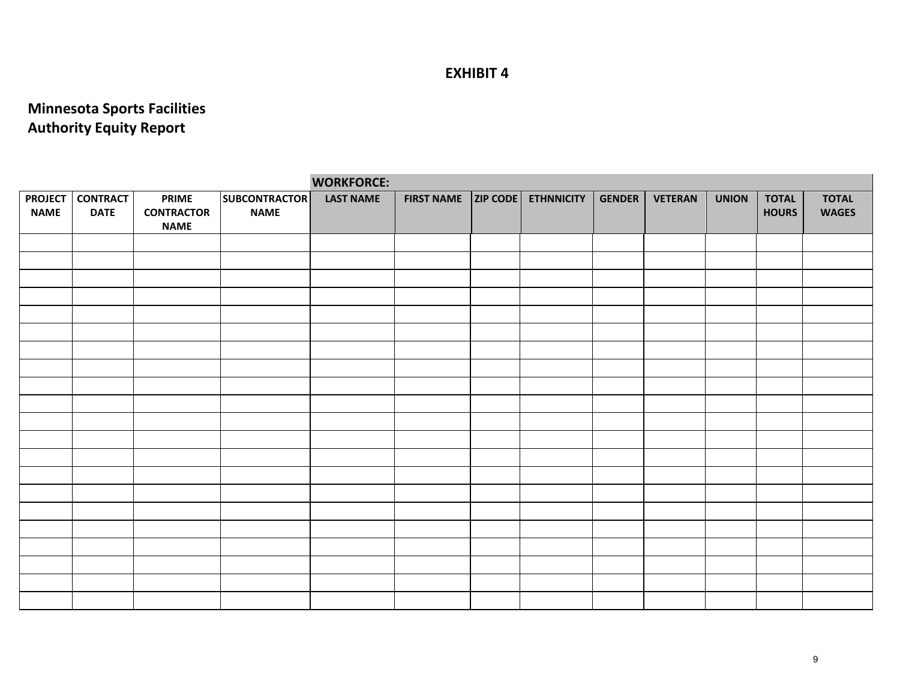## EXHIBIT 4

**Minnesota Sports Facilities Authority Equity Report**

| | | | | WORKFORCE: | | | | | | | | |
|---|---|---|---|---|---|---|---|---|---|---|---|---|
| PROJECT NAME | CONTRACT DATE | PRIME CONTRACTOR NAME | SUBCONTRACTOR NAME | LAST NAME | FIRST NAME | ZIP CODE | ETHNNICITY | GENDER | VETERAN | UNION | TOTAL HOURS | TOTAL WAGES |
| | | | | | | | | | | | | |
| | | | | | | | | | | | | |
| | | | | | | | | | | | | |
| | | | | | | | | | | | | |
| | | | | | | | | | | | | |
| | | | | | | | | | | | | |
| | | | | | | | | | | | | |
| | | | | | | | | | | | | |
| | | | | | | | | | | | | |
| | | | | | | | | | | | | |
| | | | | | | | | | | | | |
| | | | | | | | | | | | | |
| | | | | | | | | | | | | |
| | | | | | | | | | | | | |
| | | | | | | | | | | | | |
| | | | | | | | | | | | | |
| | | | | | | | | | | | | |
| | | | | | | | | | | | | |
| | | | | | | | | | | | | |
| | | | | | | | | | | | | |
| | | | | | | | | | | | | |